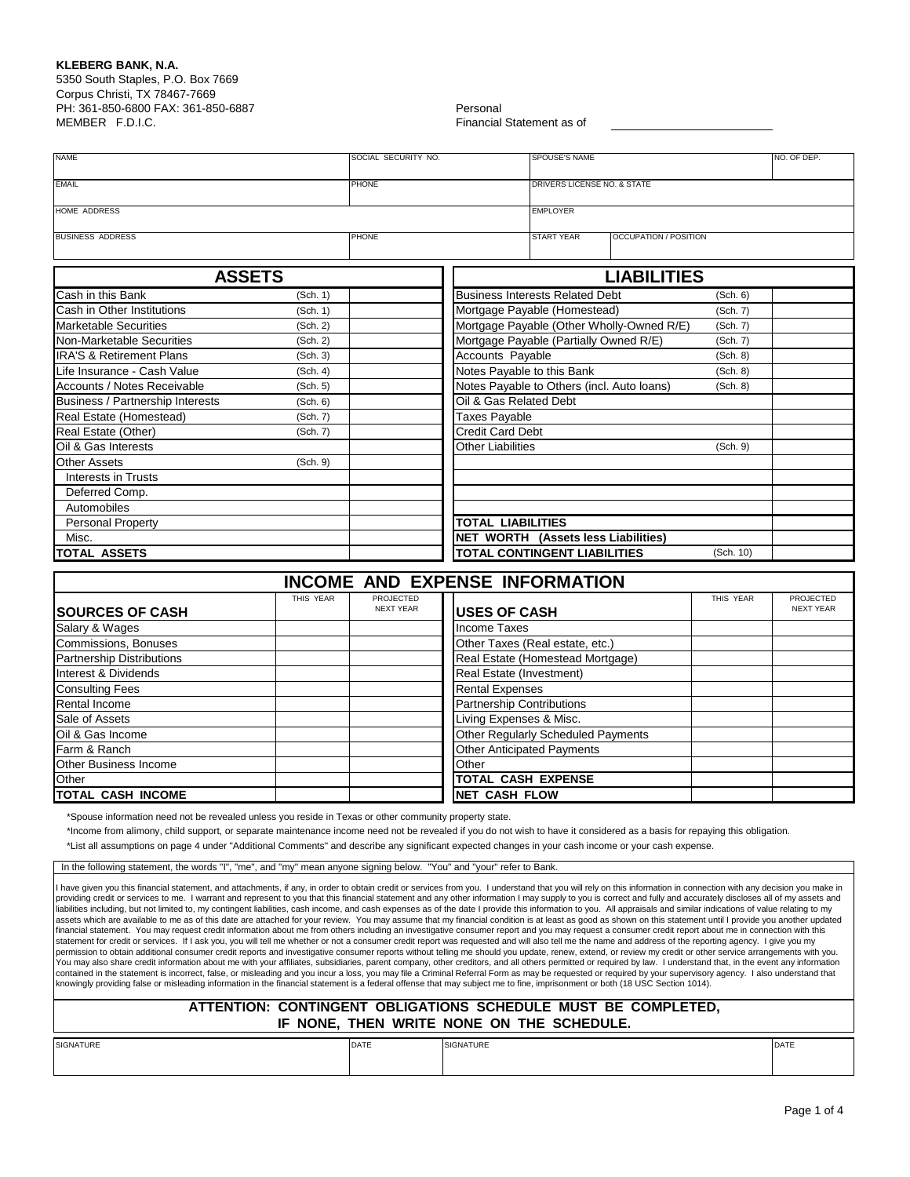**KLEBERG BANK, N.A.**
5350 South Staples, P.O. Box 7669
Corpus Christi, TX 78467-7669
PH: 361-850-6800 FAX: 361-850-6887
MEMBER F.D.I.C.

Personal
Financial Statement as of ____________________

| NAME | SOCIAL SECURITY NO. | SPOUSE'S NAME | | NO. OF DEP. |
|---|---|---|---|---|
| EMAIL | PHONE | DRIVERS LICENSE NO. & STATE | | |
| HOME ADDRESS | | EMPLOYER | | |
| BUSINESS ADDRESS | PHONE | START YEAR | OCCUPATION / POSITION | |

| ASSETS | | | LIABILITIES | | |
|---|---|---|---|---|---|
| Cash in this Bank | (Sch. 1) | | Business Interests Related Debt | (Sch. 6) | |
| Cash in Other Institutions | (Sch. 1) | | Mortgage Payable (Homestead) | (Sch. 7) | |
| Marketable Securities | (Sch. 2) | | Mortgage Payable (Other Wholly-Owned R/E) | (Sch. 7) | |
| Non-Marketable Securities | (Sch. 2) | | Mortgage Payable (Partially Owned R/E) | (Sch. 7) | |
| IRA'S & Retirement Plans | (Sch. 3) | | Accounts Payable | (Sch. 8) | |
| Life Insurance - Cash Value | (Sch. 4) | | Notes Payable to this Bank | (Sch. 8) | |
| Accounts / Notes Receivable | (Sch. 5) | | Notes Payable to Others (incl. Auto loans) | (Sch. 8) | |
| Business / Partnership Interests | (Sch. 6) | | Oil & Gas Related Debt | | |
| Real Estate (Homestead) | (Sch. 7) | | Taxes Payable | | |
| Real Estate (Other) | (Sch. 7) | | Credit Card Debt | | |
| Oil & Gas Interests | | | Other Liabilities | (Sch. 9) | |
| Other Assets | (Sch. 9) | | | | |
| Interests in Trusts | | | | | |
| Deferred Comp. | | | | | |
| Automobiles | | | | | |
| Personal Property | | | **TOTAL LIABILITIES** | | |
| Misc. | | | **NET WORTH (Assets less Liabilities)** | | |
| **TOTAL ASSETS** | | | **TOTAL CONTINGENT LIABILITIES** | (Sch. 10) | |

## INCOME AND EXPENSE INFORMATION

| SOURCES OF CASH | THIS YEAR | PROJECTED NEXT YEAR | USES OF CASH | THIS YEAR | PROJECTED NEXT YEAR |
|---|---|---|---|---|---|
| Salary & Wages | | | Income Taxes | | |
| Commissions, Bonuses | | | Other Taxes (Real estate, etc.) | | |
| Partnership Distributions | | | Real Estate (Homestead Mortgage) | | |
| Interest & Dividends | | | Real Estate (Investment) | | |
| Consulting Fees | | | Rental Expenses | | |
| Rental Income | | | Partnership Contributions | | |
| Sale of Assets | | | Living Expenses & Misc. | | |
| Oil & Gas Income | | | Other Regularly Scheduled Payments | | |
| Farm & Ranch | | | Other Anticipated Payments | | |
| Other Business Income | | | Other | | |
| Other | | | **TOTAL CASH EXPENSE** | | |
| **TOTAL CASH INCOME** | | | **NET CASH FLOW** | | |

*Spouse information need not be revealed unless you reside in Texas or other community property state.

*Income from alimony, child support, or separate maintenance income need not be revealed if you do not wish to have it considered as a basis for repaying this obligation.

*List all assumptions on page 4 under "Additional Comments" and describe any significant expected changes in your cash income or your cash expense.

In the following statement, the words "I", "me", and "my" mean anyone signing below. "You" and "your" refer to Bank.

I have given you this financial statement, and attachments, if any, in order to obtain credit or services from you. I understand that you will rely on this information in connection with any decision you make in providing credit or services to me. I warrant and represent to you that this financial statement and any other information I may supply to you is correct and fully and accurately discloses all of my assets and liabilities including, but not limited to, my contingent liabilities, cash income, and cash expenses as of the date I provide this information to you. All appraisals and similar indications of value relating to my assets which are available to me as of this date are attached for your review. You may assume that my financial condition is at least as good as shown on this statement until I provide you another updated financial statement. You may request credit information about me from others including an investigative consumer report and you may request a consumer credit report about me in connection with this statement for credit or services. If I ask you, you will tell me whether or not a consumer credit report was requested and will also tell me the name and address of the reporting agency. I give you my permission to obtain additional consumer credit reports and investigative consumer reports without telling me should you update, renew, extend, or review my credit or other service arrangements with you. You may also share credit information about me with your affiliates, subsidiaries, parent company, other creditors, and all others permitted or required by law. I understand that, in the event any information contained in the statement is incorrect, false, or misleading and you incur a loss, you may file a Criminal Referral Form as may be requested or required by your supervisory agency. I also understand that knowingly providing false or misleading information in the financial statement is a federal offense that may subject me to fine, imprisonment or both (18 USC Section 1014).

**ATTENTION: CONTINGENT OBLIGATIONS SCHEDULE MUST BE COMPLETED, IF NONE, THEN WRITE NONE ON THE SCHEDULE.**

| SIGNATURE | DATE | SIGNATURE | DATE |
|---|---|---|---|
| | | | |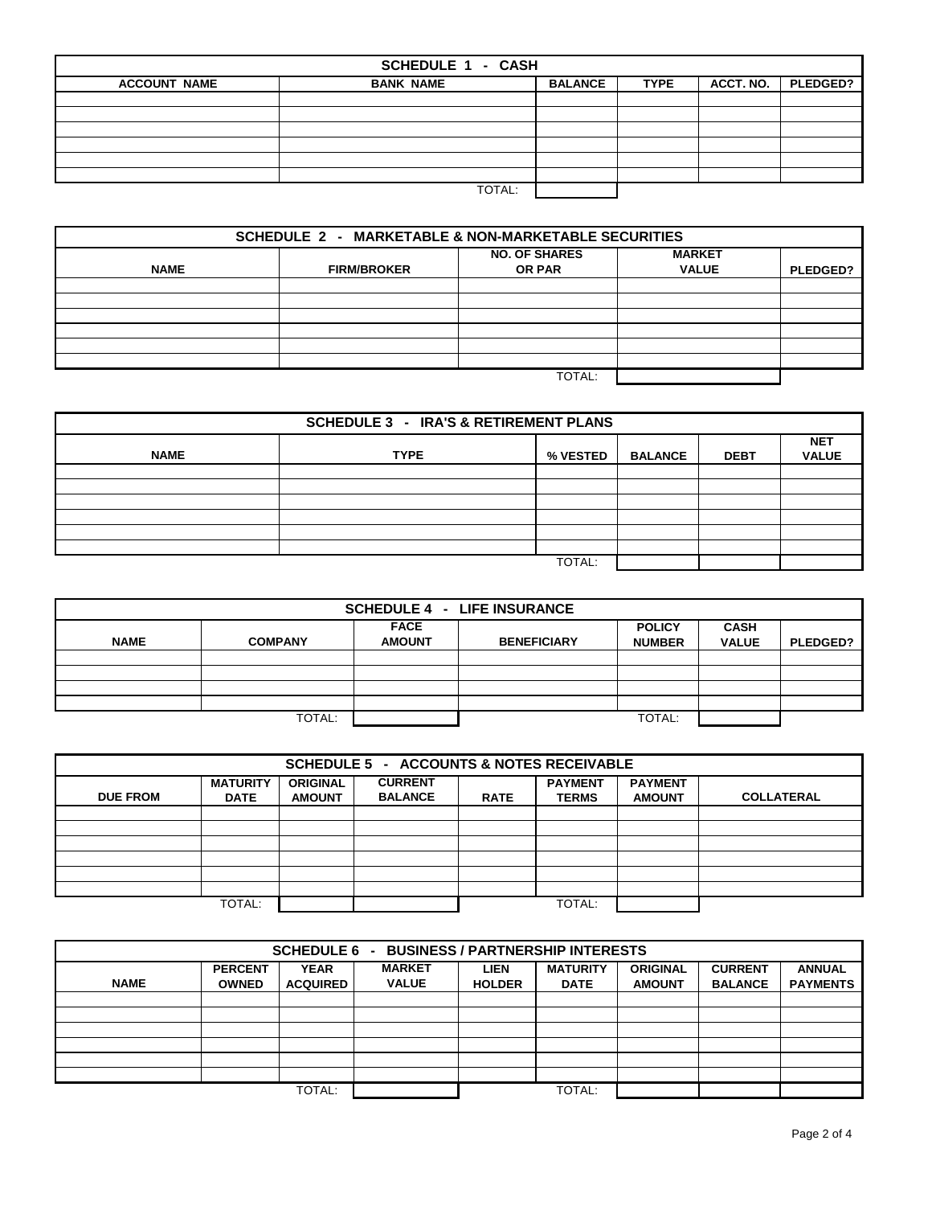## SCHEDULE 1 - CASH

| ACCOUNT NAME | BANK NAME | BALANCE | TYPE | ACCT. NO. | PLEDGED? |
|---|---|---|---|---|---|
| | | | | | |
| | | | | | |
| | | | | | |
| | | | | | |
| | | | | | |
| | | | | | |
| | TOTAL: | | | | |

## SCHEDULE 2 - MARKETABLE & NON-MARKETABLE SECURITIES

| NAME | FIRM/BROKER | NO. OF SHARES OR PAR | MARKET VALUE | PLEDGED? |
|---|---|---|---|---|
| | | | | |
| | | | | |
| | | | | |
| | | | | |
| | | | | |
| | | | | |
| | | TOTAL: | | |

## SCHEDULE 3 - IRA'S & RETIREMENT PLANS

| NAME | TYPE | % VESTED | BALANCE | DEBT | NET VALUE |
|---|---|---|---|---|---|
| | | | | | |
| | | | | | |
| | | | | | |
| | | | | | |
| | | | | | |
| | | | | | |
| | | TOTAL: | | | |

## SCHEDULE 4 - LIFE INSURANCE

| NAME | COMPANY | FACE AMOUNT | BENEFICIARY | POLICY NUMBER | CASH VALUE | PLEDGED? |
|---|---|---|---|---|---|---|
| | | | | | | |
| | | | | | | |
| | | | | | | |
| | | | | | | |
| | TOTAL: | | | TOTAL: | | |

## SCHEDULE 5 - ACCOUNTS & NOTES RECEIVABLE

| DUE FROM | MATURITY DATE | ORIGINAL AMOUNT | CURRENT BALANCE | RATE | PAYMENT TERMS | PAYMENT AMOUNT | COLLATERAL |
|---|---|---|---|---|---|---|---|
| | | | | | | | |
| | | | | | | | |
| | | | | | | | |
| | | | | | | | |
| | | | | | | | |
| | | | | | | | |
| | TOTAL: | | | | TOTAL: | | |

## SCHEDULE 6 - BUSINESS / PARTNERSHIP INTERESTS

| NAME | PERCENT OWNED | YEAR ACQUIRED | MARKET VALUE | LIEN HOLDER | MATURITY DATE | ORIGINAL AMOUNT | CURRENT BALANCE | ANNUAL PAYMENTS |
|---|---|---|---|---|---|---|---|---|
| | | | | | | | | |
| | | | | | | | | |
| | | | | | | | | |
| | | | | | | | | |
| | | | | | | | | |
| | | | | | | | | |
| | | TOTAL: | | | TOTAL: | | | |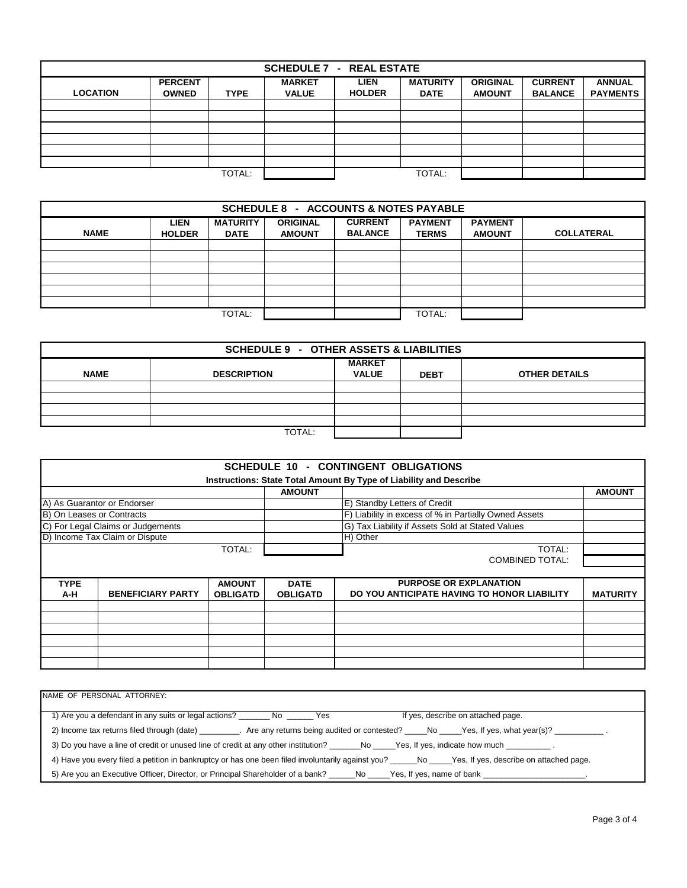## SCHEDULE 7 - REAL ESTATE

| LOCATION | PERCENT OWNED | TYPE | MARKET VALUE | LIEN HOLDER | MATURITY DATE | ORIGINAL AMOUNT | CURRENT BALANCE | ANNUAL PAYMENTS |
|---|---|---|---|---|---|---|---|---|
| | | | | | | | | |
| | | | | | | | | |
| | | | | | | | | |
| | | | | | | | | |
| | | | | | | | | |
| | | | | | | | | |
| | | TOTAL: | | | TOTAL: | | | |

## SCHEDULE 8 - ACCOUNTS & NOTES PAYABLE

| NAME | LIEN HOLDER | MATURITY DATE | ORIGINAL AMOUNT | CURRENT BALANCE | PAYMENT TERMS | PAYMENT AMOUNT | COLLATERAL |
|---|---|---|---|---|---|---|---|
| | | | | | | | |
| | | | | | | | |
| | | | | | | | |
| | | | | | | | |
| | | | | | | | |
| | | | | | | | |
| | | TOTAL: | | | TOTAL: | | |

## SCHEDULE 9 - OTHER ASSETS & LIABILITIES

| NAME | DESCRIPTION | MARKET VALUE | DEBT | OTHER DETAILS |
|---|---|---|---|---|
| | | | | |
| | | | | |
| | | | | |
| | | | | |
| | TOTAL: | | | |

## SCHEDULE 10 - CONTINGENT OBLIGATIONS

Instructions: State Total Amount By Type of Liability and Describe

| | AMOUNT | | AMOUNT |
|---|---|---|---|
| A) As Guarantor or Endorser | | E) Standby Letters of Credit | |
| B) On Leases or Contracts | | F) Liability in excess of % in Partially Owned Assets | |
| C) For Legal Claims or Judgements | | G) Tax Liability if Assets Sold at Stated Values | |
| D) Income Tax Claim or Dispute | | H) Other | |
| TOTAL: | | TOTAL: | |
| | | COMBINED TOTAL: | |

| TYPE A-H | BENEFICIARY PARTY | AMOUNT OBLIGATD | DATE OBLIGATD | PURPOSE OR EXPLANATION DO YOU ANTICIPATE HAVING TO HONOR LIABILITY | MATURITY |
|---|---|---|---|---|---|
| | | | | | |
| | | | | | |
| | | | | | |
| | | | | | |
| | | | | | |
| | | | | | |

NAME OF PERSONAL ATTORNEY:

1) Are you a defendant in any suits or legal actions? _______ No ______ Yes If yes, describe on attached page.

2) Income tax returns filed through (date) _________. Are any returns being audited or contested? _____No _____Yes, If yes, what year(s)? ___________ .

3) Do you have a line of credit or unused line of credit at any other institution? _______No _____Yes, If yes, indicate how much __________ .

4) Have you every filed a petition in bankruptcy or has one been filed involuntarily against you? ______No _____Yes, If yes, describe on attached page.

5) Are you an Executive Officer, Director, or Principal Shareholder of a bank? ______No _____Yes, If yes, name of bank _______________________.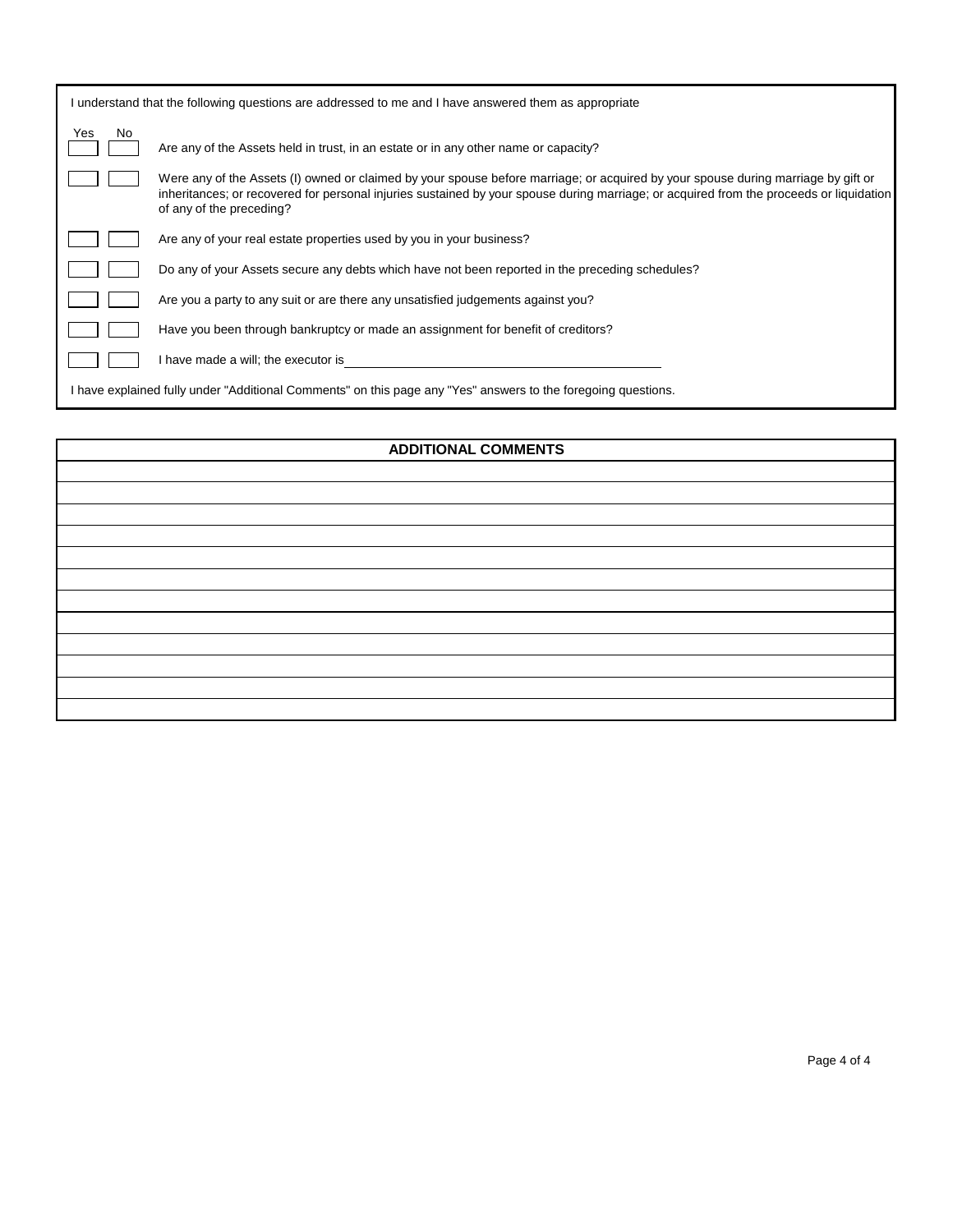I understand that the following questions are addressed to me and I have answered them as appropriate

| Yes | No | |
|---|---|---|
| ☐ | ☐ | Are any of the Assets held in trust, in an estate or in any other name or capacity? |
| ☐ | ☐ | Were any of the Assets (I) owned or claimed by your spouse before marriage; or acquired by your spouse during marriage by gift or inheritances; or recovered for personal injuries sustained by your spouse during marriage; or acquired from the proceeds or liquidation of any of the preceding? |
| ☐ | ☐ | Are any of your real estate properties used by you in your business? |
| ☐ | ☐ | Do any of your Assets secure any debts which have not been reported in the preceding schedules? |
| ☐ | ☐ | Are you a party to any suit or are there any unsatisfied judgements against you? |
| ☐ | ☐ | Have you been through bankruptcy or made an assignment for benefit of creditors? |
| ☐ | ☐ | I have made a will; the executor is \_\_\_\_\_\_\_\_\_\_\_\_\_\_\_\_\_\_\_\_\_\_\_\_\_\_\_\_\_\_ |

I have explained fully under "Additional Comments" on this page any "Yes" answers to the foregoing questions.

## ADDITIONAL COMMENTS

| |
|---|
| |
| |
| |
| |
| |
| |
| |
| |
| |
| |
| |
| |